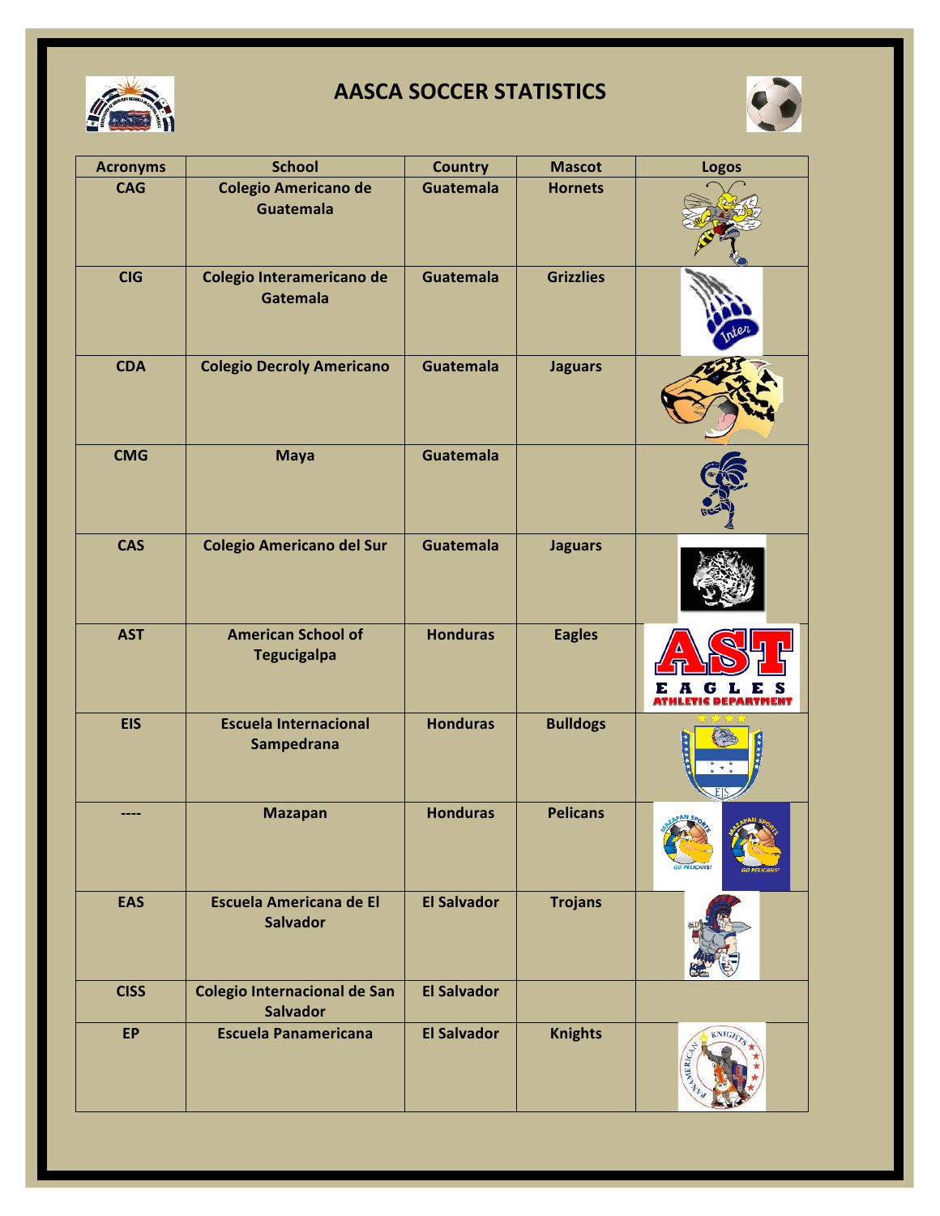# AASCA SOCCER STATISTICS

| Acronyms | School | Country | Mascot | Logos |
|---|---|---|---|---|
| CAG | Colegio Americano de Guatemala | Guatemala | Hornets | |
| CIG | Colegio Interamericano de Gatemala | Guatemala | Grizzlies | |
| CDA | Colegio Decroly Americano | Guatemala | Jaguars | |
| CMG | Maya | Guatemala | | |
| CAS | Colegio Americano del Sur | Guatemala | Jaguars | |
| AST | American School of Tegucigalpa | Honduras | Eagles | |
| EIS | Escuela Internacional Sampedrana | Honduras | Bulldogs | |
| ---- | Mazapan | Honduras | Pelicans | |
| EAS | Escuela Americana de El Salvador | El Salvador | Trojans | |
| CISS | Colegio Internacional de San Salvador | El Salvador | | |
| EP | Escuela Panamericana | El Salvador | Knights | |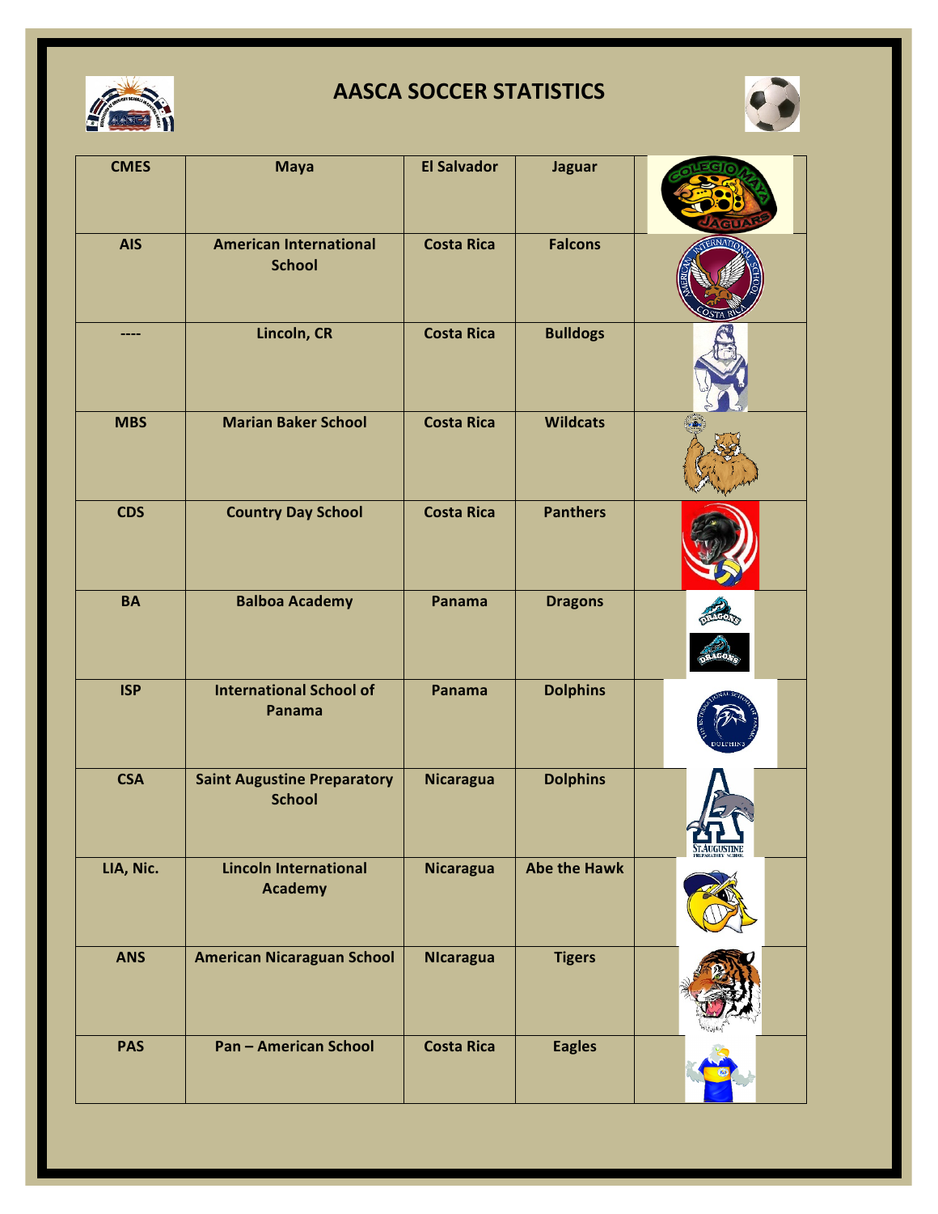# AASCA SOCCER STATISTICS

| | | | | |
|---|---|---|---|---|
| **CMES** | **Maya** | **El Salvador** | **Jaguar** | |
| **AIS** | **American International School** | **Costa Rica** | **Falcons** | |
| **----** | **Lincoln, CR** | **Costa Rica** | **Bulldogs** | |
| **MBS** | **Marian Baker School** | **Costa Rica** | **Wildcats** | |
| **CDS** | **Country Day School** | **Costa Rica** | **Panthers** | |
| **BA** | **Balboa Academy** | **Panama** | **Dragons** | |
| **ISP** | **International School of Panama** | **Panama** | **Dolphins** | |
| **CSA** | **Saint Augustine Preparatory School** | **Nicaragua** | **Dolphins** | |
| **LIA, Nic.** | **Lincoln International Academy** | **Nicaragua** | **Abe the Hawk** | |
| **ANS** | **American Nicaraguan School** | **NIcaragua** | **Tigers** | |
| **PAS** | **Pan – American School** | **Costa Rica** | **Eagles** | |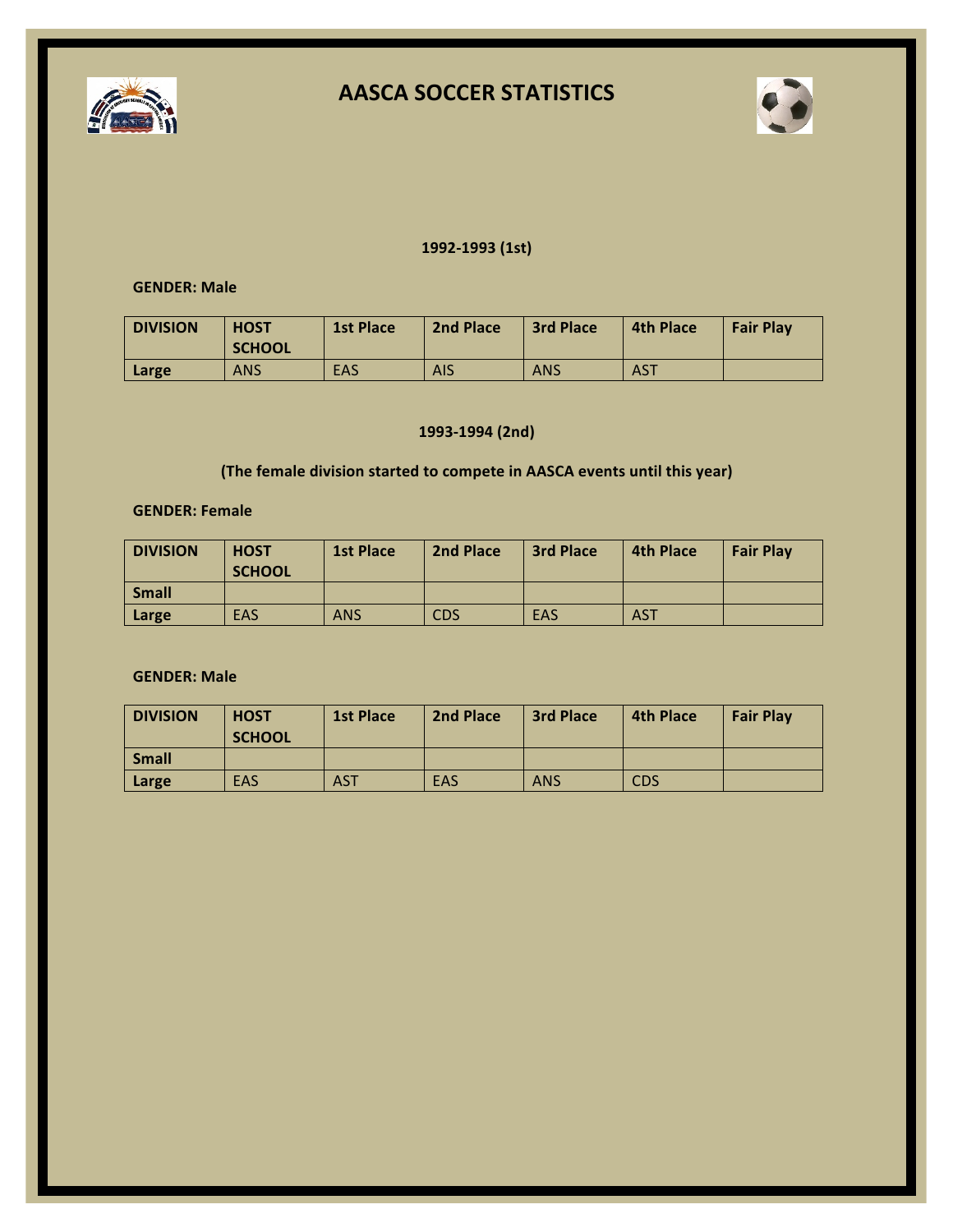# AASCA SOCCER STATISTICS

**1992-1993 (1st)**

**GENDER: Male**

| DIVISION | HOST SCHOOL | 1st Place | 2nd Place | 3rd Place | 4th Place | Fair Play |
|---|---|---|---|---|---|---|
| **Large** | ANS | EAS | AIS | ANS | AST | |

**1993-1994 (2nd)**

**(The female division started to compete in AASCA events until this year)**

**GENDER: Female**

| DIVISION | HOST SCHOOL | 1st Place | 2nd Place | 3rd Place | 4th Place | Fair Play |
|---|---|---|---|---|---|---|
| **Small** | | | | | | |
| **Large** | EAS | ANS | CDS | EAS | AST | |

**GENDER: Male**

| DIVISION | HOST SCHOOL | 1st Place | 2nd Place | 3rd Place | 4th Place | Fair Play |
|---|---|---|---|---|---|---|
| **Small** | | | | | | |
| **Large** | EAS | AST | EAS | ANS | CDS | |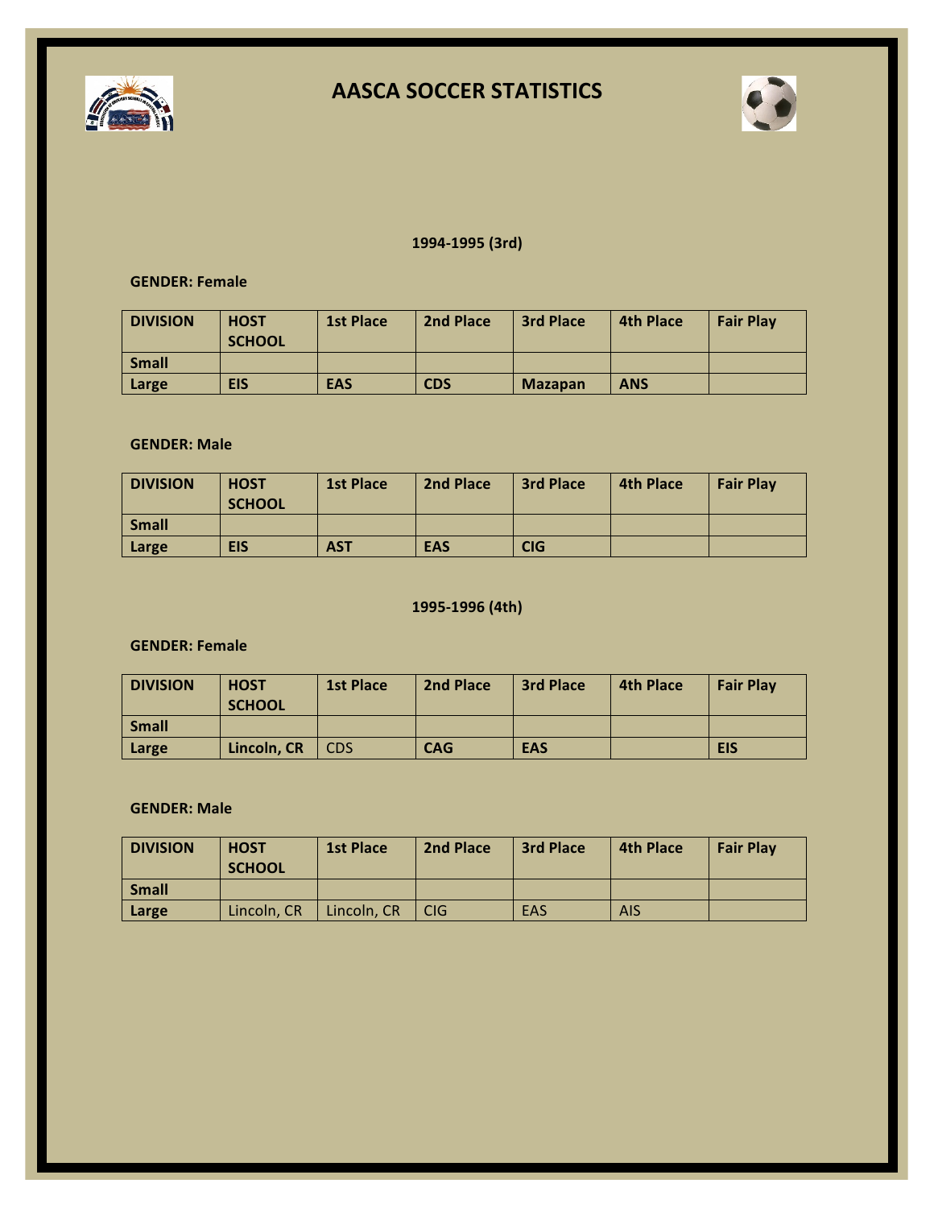# AASCA SOCCER STATISTICS

## 1994-1995 (3rd)

**GENDER: Female**

| DIVISION | HOST SCHOOL | 1st Place | 2nd Place | 3rd Place | 4th Place | Fair Play |
|---|---|---|---|---|---|---|
| Small | | | | | | |
| Large | EIS | EAS | CDS | Mazapan | ANS | |

**GENDER: Male**

| DIVISION | HOST SCHOOL | 1st Place | 2nd Place | 3rd Place | 4th Place | Fair Play |
|---|---|---|---|---|---|---|
| Small | | | | | | |
| Large | EIS | AST | EAS | CIG | | |

## 1995-1996 (4th)

**GENDER: Female**

| DIVISION | HOST SCHOOL | 1st Place | 2nd Place | 3rd Place | 4th Place | Fair Play |
|---|---|---|---|---|---|---|
| Small | | | | | | |
| Large | Lincoln, CR | CDS | CAG | EAS | | EIS |

**GENDER: Male**

| DIVISION | HOST SCHOOL | 1st Place | 2nd Place | 3rd Place | 4th Place | Fair Play |
|---|---|---|---|---|---|---|
| Small | | | | | | |
| Large | Lincoln, CR | Lincoln, CR | CIG | EAS | AIS | |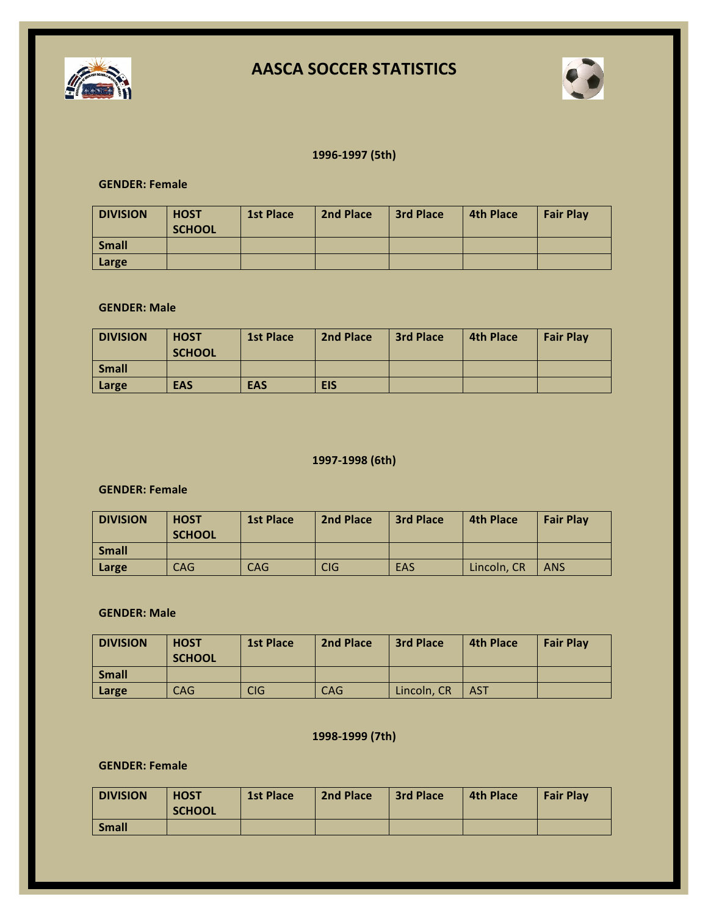# AASCA SOCCER STATISTICS

## 1996-1997 (5th)

**GENDER: Female**

| DIVISION | HOST SCHOOL | 1st Place | 2nd Place | 3rd Place | 4th Place | Fair Play |
|---|---|---|---|---|---|---|
| **Small** | | | | | | |
| **Large** | | | | | | |

**GENDER: Male**

| DIVISION | HOST SCHOOL | 1st Place | 2nd Place | 3rd Place | 4th Place | Fair Play |
|---|---|---|---|---|---|---|
| **Small** | | | | | | |
| **Large** | **EAS** | **EAS** | **EIS** | | | |

## 1997-1998 (6th)

**GENDER: Female**

| DIVISION | HOST SCHOOL | 1st Place | 2nd Place | 3rd Place | 4th Place | Fair Play |
|---|---|---|---|---|---|---|
| **Small** | | | | | | |
| **Large** | CAG | CAG | CIG | EAS | Lincoln, CR | ANS |

**GENDER: Male**

| DIVISION | HOST SCHOOL | 1st Place | 2nd Place | 3rd Place | 4th Place | Fair Play |
|---|---|---|---|---|---|---|
| **Small** | | | | | | |
| **Large** | CAG | CIG | CAG | Lincoln, CR | AST | |

## 1998-1999 (7th)

**GENDER: Female**

| DIVISION | HOST SCHOOL | 1st Place | 2nd Place | 3rd Place | 4th Place | Fair Play |
|---|---|---|---|---|---|---|
| **Small** | | | | | | |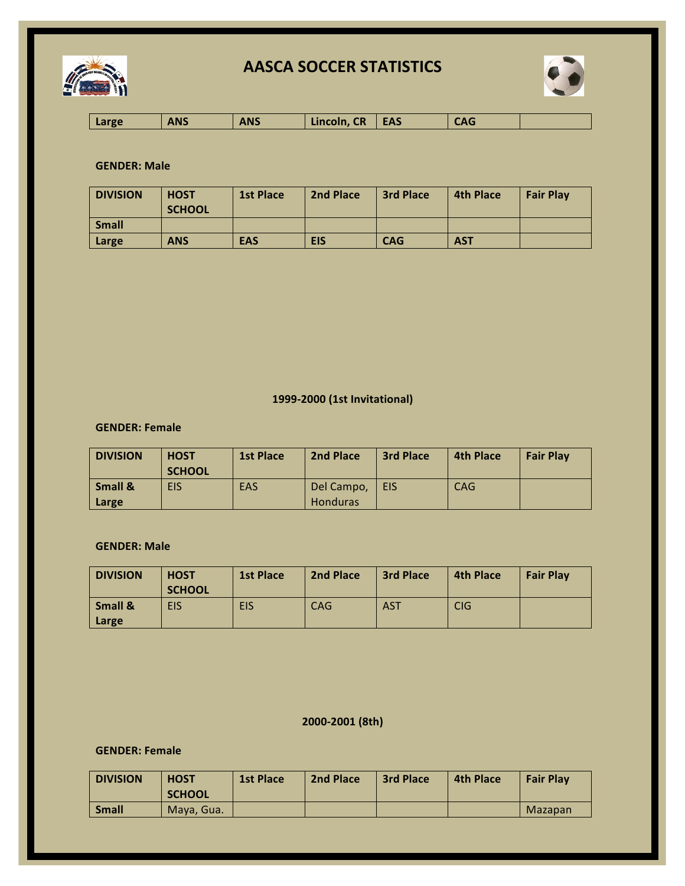# AASCA SOCCER STATISTICS

| | | | | | | |
|---|---|---|---|---|---|---|
| **Large** | **ANS** | **ANS** | **Lincoln, CR** | **EAS** | **CAG** | |

**GENDER: Male**

| DIVISION | HOST SCHOOL | 1st Place | 2nd Place | 3rd Place | 4th Place | Fair Play |
|---|---|---|---|---|---|---|
| **Small** | | | | | | |
| **Large** | **ANS** | **EAS** | **EIS** | **CAG** | **AST** | |

## 1999-2000 (1st Invitational)

**GENDER: Female**

| DIVISION | HOST SCHOOL | 1st Place | 2nd Place | 3rd Place | 4th Place | Fair Play |
|---|---|---|---|---|---|---|
| **Small & Large** | EIS | EAS | Del Campo, Honduras | EIS | CAG | |

**GENDER: Male**

| DIVISION | HOST SCHOOL | 1st Place | 2nd Place | 3rd Place | 4th Place | Fair Play |
|---|---|---|---|---|---|---|
| **Small & Large** | EIS | EIS | CAG | AST | CIG | |

## 2000-2001 (8th)

**GENDER: Female**

| DIVISION | HOST SCHOOL | 1st Place | 2nd Place | 3rd Place | 4th Place | Fair Play |
|---|---|---|---|---|---|---|
| **Small** | Maya, Gua. | | | | | Mazapan |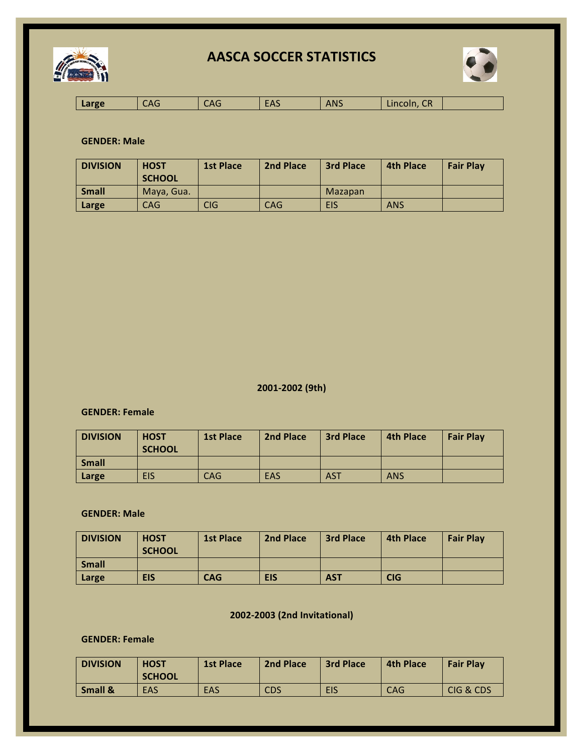# AASCA SOCCER STATISTICS

| | | | | | | |
|---|---|---|---|---|---|---|
| **Large** | CAG | CAG | EAS | ANS | Lincoln, CR | |

**GENDER: Male**

| DIVISION | HOST SCHOOL | 1st Place | 2nd Place | 3rd Place | 4th Place | Fair Play |
|---|---|---|---|---|---|---|
| **Small** | Maya, Gua. | | | Mazapan | | |
| **Large** | CAG | CIG | CAG | EIS | ANS | |

**2001-2002 (9th)**

**GENDER: Female**

| DIVISION | HOST SCHOOL | 1st Place | 2nd Place | 3rd Place | 4th Place | Fair Play |
|---|---|---|---|---|---|---|
| **Small** | | | | | | |
| **Large** | EIS | CAG | EAS | AST | ANS | |

**GENDER: Male**

| DIVISION | HOST SCHOOL | 1st Place | 2nd Place | 3rd Place | 4th Place | Fair Play |
|---|---|---|---|---|---|---|
| **Small** | | | | | | |
| **Large** | **EIS** | **CAG** | **EIS** | **AST** | **CIG** | |

**2002-2003 (2nd Invitational)**

**GENDER: Female**

| DIVISION | HOST SCHOOL | 1st Place | 2nd Place | 3rd Place | 4th Place | Fair Play |
|---|---|---|---|---|---|---|
| **Small &** | EAS | EAS | CDS | EIS | CAG | CIG & CDS |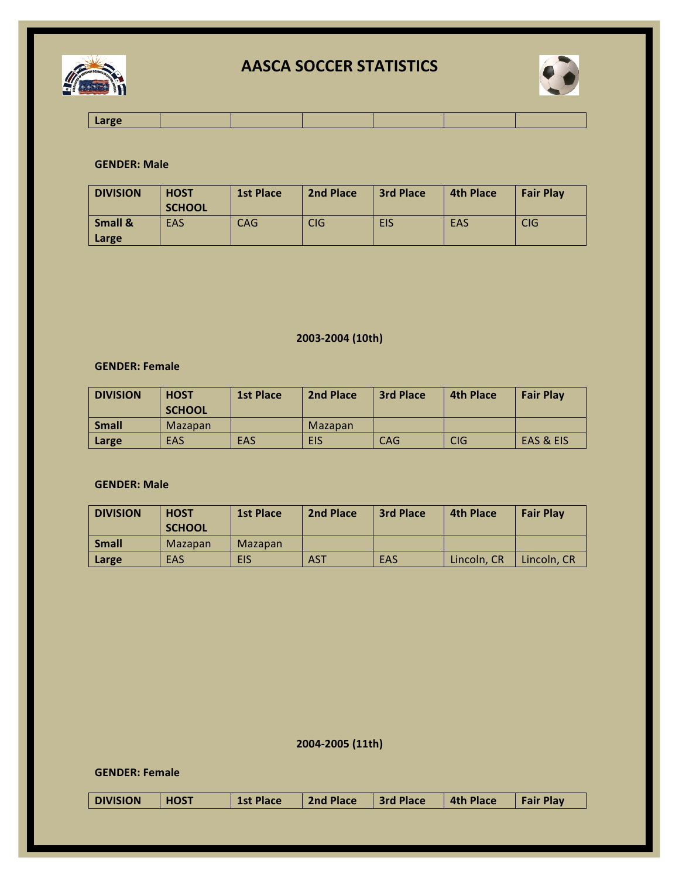# AASCA SOCCER STATISTICS

| | | | | | | |
|---|---|---|---|---|---|---|
| Large | | | | | | |

**GENDER: Male**

| DIVISION | HOST SCHOOL | 1st Place | 2nd Place | 3rd Place | 4th Place | Fair Play |
|---|---|---|---|---|---|---|
| Small & Large | EAS | CAG | CIG | EIS | EAS | CIG |

**2003-2004 (10th)**

**GENDER: Female**

| DIVISION | HOST SCHOOL | 1st Place | 2nd Place | 3rd Place | 4th Place | Fair Play |
|---|---|---|---|---|---|---|
| Small | Mazapan | | Mazapan | | | |
| Large | EAS | EAS | EIS | CAG | CIG | EAS & EIS |

**GENDER: Male**

| DIVISION | HOST SCHOOL | 1st Place | 2nd Place | 3rd Place | 4th Place | Fair Play |
|---|---|---|---|---|---|---|
| Small | Mazapan | Mazapan | | | | |
| Large | EAS | EIS | AST | EAS | Lincoln, CR | Lincoln, CR |

**2004-2005 (11th)**

**GENDER: Female**

| DIVISION | HOST | 1st Place | 2nd Place | 3rd Place | 4th Place | Fair Play |
|---|---|---|---|---|---|---|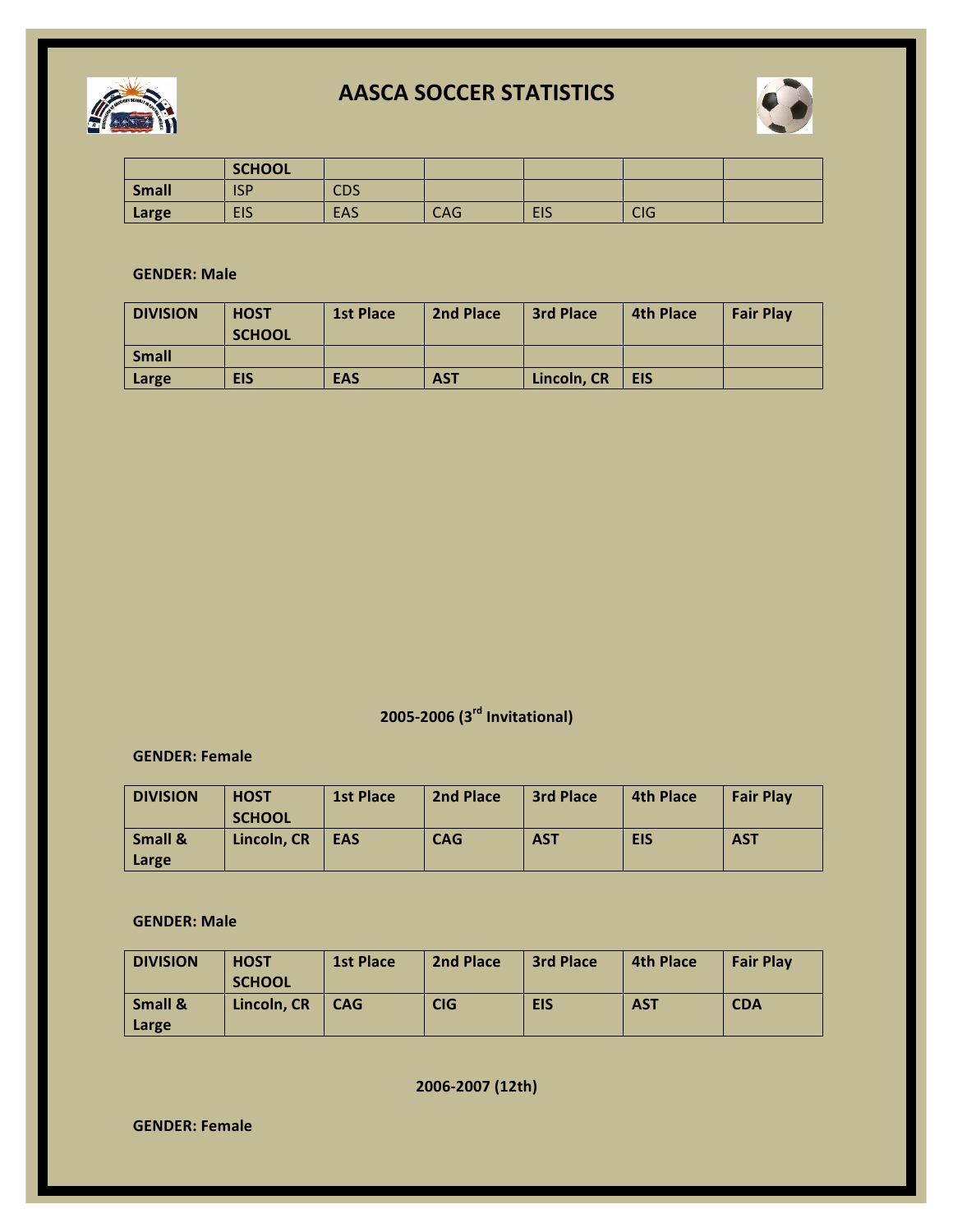# AASCA SOCCER STATISTICS

| | SCHOOL | | | | | |
|---|---|---|---|---|---|---|
| **Small** | ISP | CDS | | | | |
| **Large** | EIS | EAS | CAG | EIS | CIG | |

**GENDER: Male**

| DIVISION | HOST SCHOOL | 1st Place | 2nd Place | 3rd Place | 4th Place | Fair Play |
|---|---|---|---|---|---|---|
| **Small** | | | | | | |
| **Large** | **EIS** | **EAS** | **AST** | **Lincoln, CR** | **EIS** | |

**2005-2006 (3rd Invitational)**

**GENDER: Female**

| DIVISION | HOST SCHOOL | 1st Place | 2nd Place | 3rd Place | 4th Place | Fair Play |
|---|---|---|---|---|---|---|
| **Small & Large** | **Lincoln, CR** | **EAS** | **CAG** | **AST** | **EIS** | **AST** |

**GENDER: Male**

| DIVISION | HOST SCHOOL | 1st Place | 2nd Place | 3rd Place | 4th Place | Fair Play |
|---|---|---|---|---|---|---|
| **Small & Large** | **Lincoln, CR** | **CAG** | **CIG** | **EIS** | **AST** | **CDA** |

**2006-2007 (12th)**

**GENDER: Female**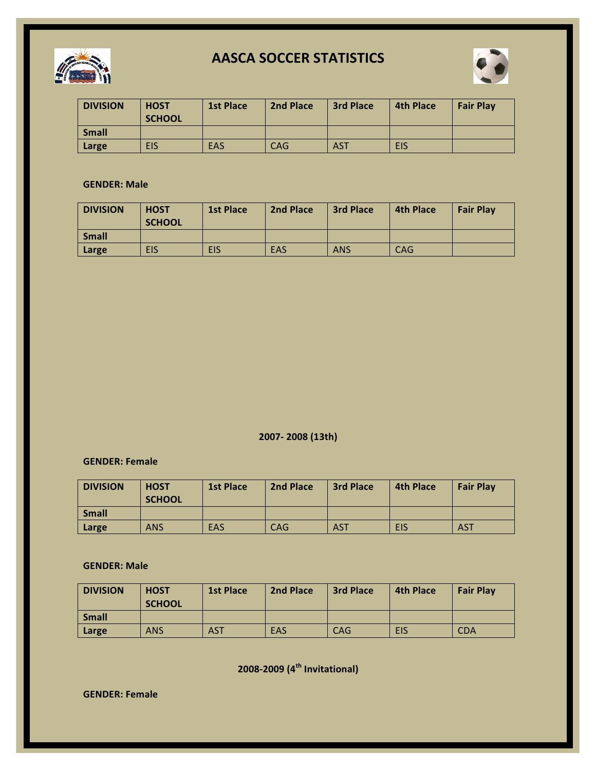# AASCA SOCCER STATISTICS

| DIVISION | HOST SCHOOL | 1st Place | 2nd Place | 3rd Place | 4th Place | Fair Play |
|---|---|---|---|---|---|---|
| Small | | | | | | |
| Large | EIS | EAS | CAG | AST | EIS | |

**GENDER: Male**

| DIVISION | HOST SCHOOL | 1st Place | 2nd Place | 3rd Place | 4th Place | Fair Play |
|---|---|---|---|---|---|---|
| Small | | | | | | |
| Large | EIS | EIS | EAS | ANS | CAG | |

**2007- 2008 (13th)**

**GENDER: Female**

| DIVISION | HOST SCHOOL | 1st Place | 2nd Place | 3rd Place | 4th Place | Fair Play |
|---|---|---|---|---|---|---|
| Small | | | | | | |
| Large | ANS | EAS | CAG | AST | EIS | AST |

**GENDER: Male**

| DIVISION | HOST SCHOOL | 1st Place | 2nd Place | 3rd Place | 4th Place | Fair Play |
|---|---|---|---|---|---|---|
| Small | | | | | | |
| Large | ANS | AST | EAS | CAG | EIS | CDA |

**2008-2009 (4th Invitational)**

**GENDER: Female**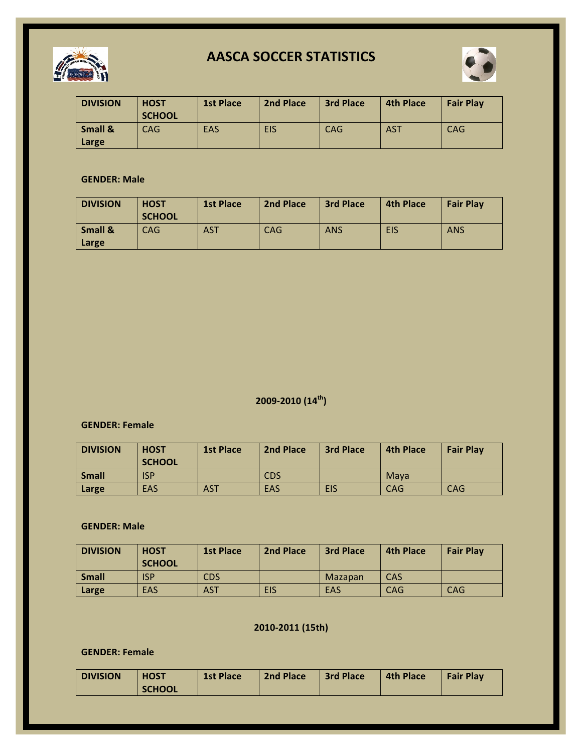# AASCA SOCCER STATISTICS

| DIVISION | HOST SCHOOL | 1st Place | 2nd Place | 3rd Place | 4th Place | Fair Play |
|---|---|---|---|---|---|---|
| Small & Large | CAG | EAS | EIS | CAG | AST | CAG |

**GENDER: Male**

| DIVISION | HOST SCHOOL | 1st Place | 2nd Place | 3rd Place | 4th Place | Fair Play |
|---|---|---|---|---|---|---|
| Small & Large | CAG | AST | CAG | ANS | EIS | ANS |

**2009-2010 (14th)**

**GENDER: Female**

| DIVISION | HOST SCHOOL | 1st Place | 2nd Place | 3rd Place | 4th Place | Fair Play |
|---|---|---|---|---|---|---|
| Small | ISP | | CDS | | Maya | |
| Large | EAS | AST | EAS | EIS | CAG | CAG |

**GENDER: Male**

| DIVISION | HOST SCHOOL | 1st Place | 2nd Place | 3rd Place | 4th Place | Fair Play |
|---|---|---|---|---|---|---|
| Small | ISP | CDS | | Mazapan | CAS | |
| Large | EAS | AST | EIS | EAS | CAG | CAG |

**2010-2011 (15th)**

**GENDER: Female**

| DIVISION | HOST SCHOOL | 1st Place | 2nd Place | 3rd Place | 4th Place | Fair Play |
|---|---|---|---|---|---|---|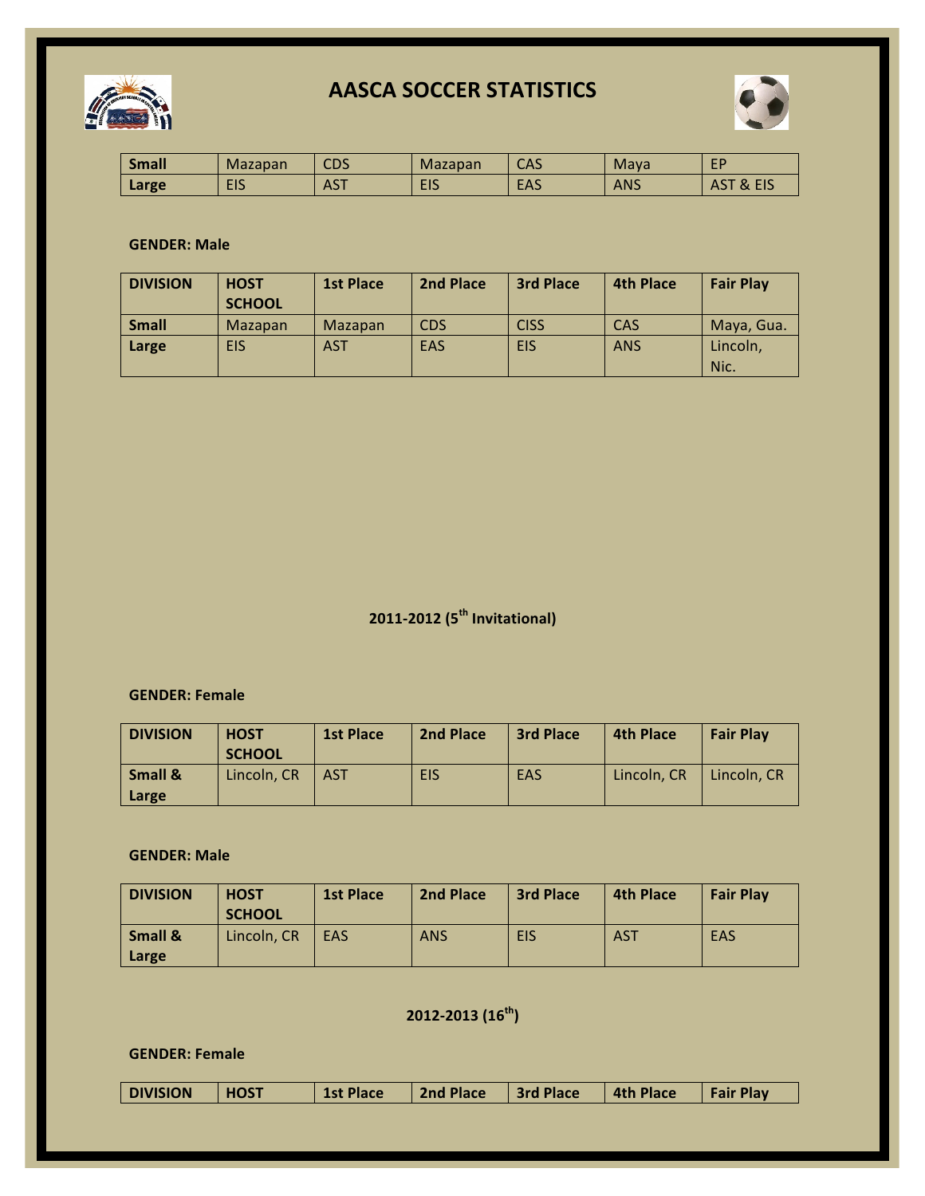# AASCA SOCCER STATISTICS

| | | | | | | |
|---|---|---|---|---|---|---|
| Small | Mazapan | CDS | Mazapan | CAS | Maya | EP |
| Large | EIS | AST | EIS | EAS | ANS | AST & EIS |

**GENDER: Male**

| DIVISION | HOST SCHOOL | 1st Place | 2nd Place | 3rd Place | 4th Place | Fair Play |
|---|---|---|---|---|---|---|
| Small | Mazapan | Mazapan | CDS | CISS | CAS | Maya, Gua. |
| Large | EIS | AST | EAS | EIS | ANS | Lincoln, Nic. |

## 2011-2012 (5th Invitational)

**GENDER: Female**

| DIVISION | HOST SCHOOL | 1st Place | 2nd Place | 3rd Place | 4th Place | Fair Play |
|---|---|---|---|---|---|---|
| Small & Large | Lincoln, CR | AST | EIS | EAS | Lincoln, CR | Lincoln, CR |

**GENDER: Male**

| DIVISION | HOST SCHOOL | 1st Place | 2nd Place | 3rd Place | 4th Place | Fair Play |
|---|---|---|---|---|---|---|
| Small & Large | Lincoln, CR | EAS | ANS | EIS | AST | EAS |

## 2012-2013 (16th)

**GENDER: Female**

| DIVISION | HOST | 1st Place | 2nd Place | 3rd Place | 4th Place | Fair Play |
|---|---|---|---|---|---|---|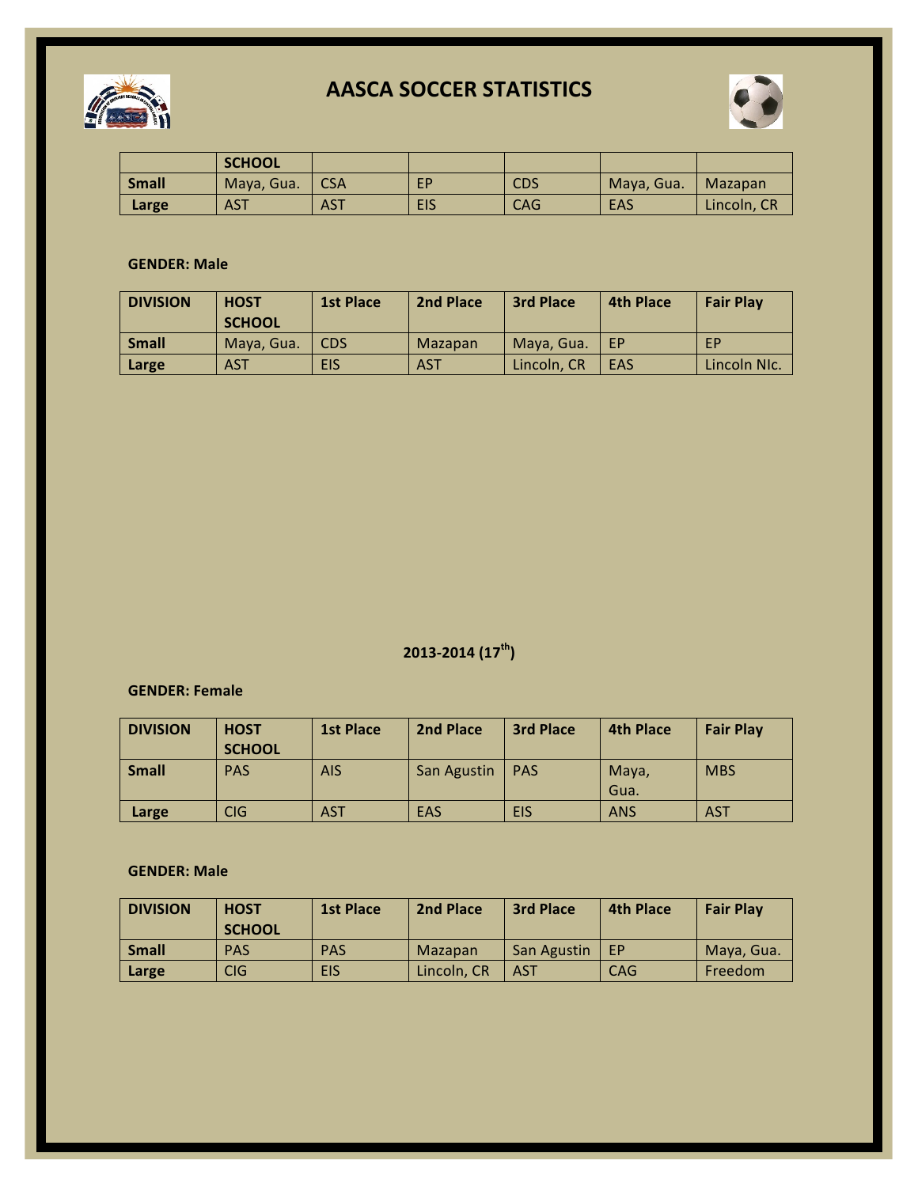# AASCA SOCCER STATISTICS

| | SCHOOL | | | | | |
|---|---|---|---|---|---|---|
| Small | Maya, Gua. | CSA | EP | CDS | Maya, Gua. | Mazapan |
| Large | AST | AST | EIS | CAG | EAS | Lincoln, CR |

**GENDER: Male**

| DIVISION | HOST SCHOOL | 1st Place | 2nd Place | 3rd Place | 4th Place | Fair Play |
|---|---|---|---|---|---|---|
| Small | Maya, Gua. | CDS | Mazapan | Maya, Gua. | EP | EP |
| Large | AST | EIS | AST | Lincoln, CR | EAS | Lincoln NIc. |

## 2013-2014 (17th)

**GENDER: Female**

| DIVISION | HOST SCHOOL | 1st Place | 2nd Place | 3rd Place | 4th Place | Fair Play |
|---|---|---|---|---|---|---|
| Small | PAS | AIS | San Agustin | PAS | Maya, Gua. | MBS |
| Large | CIG | AST | EAS | EIS | ANS | AST |

**GENDER: Male**

| DIVISION | HOST SCHOOL | 1st Place | 2nd Place | 3rd Place | 4th Place | Fair Play |
|---|---|---|---|---|---|---|
| Small | PAS | PAS | Mazapan | San Agustin | EP | Maya, Gua. |
| Large | CIG | EIS | Lincoln, CR | AST | CAG | Freedom |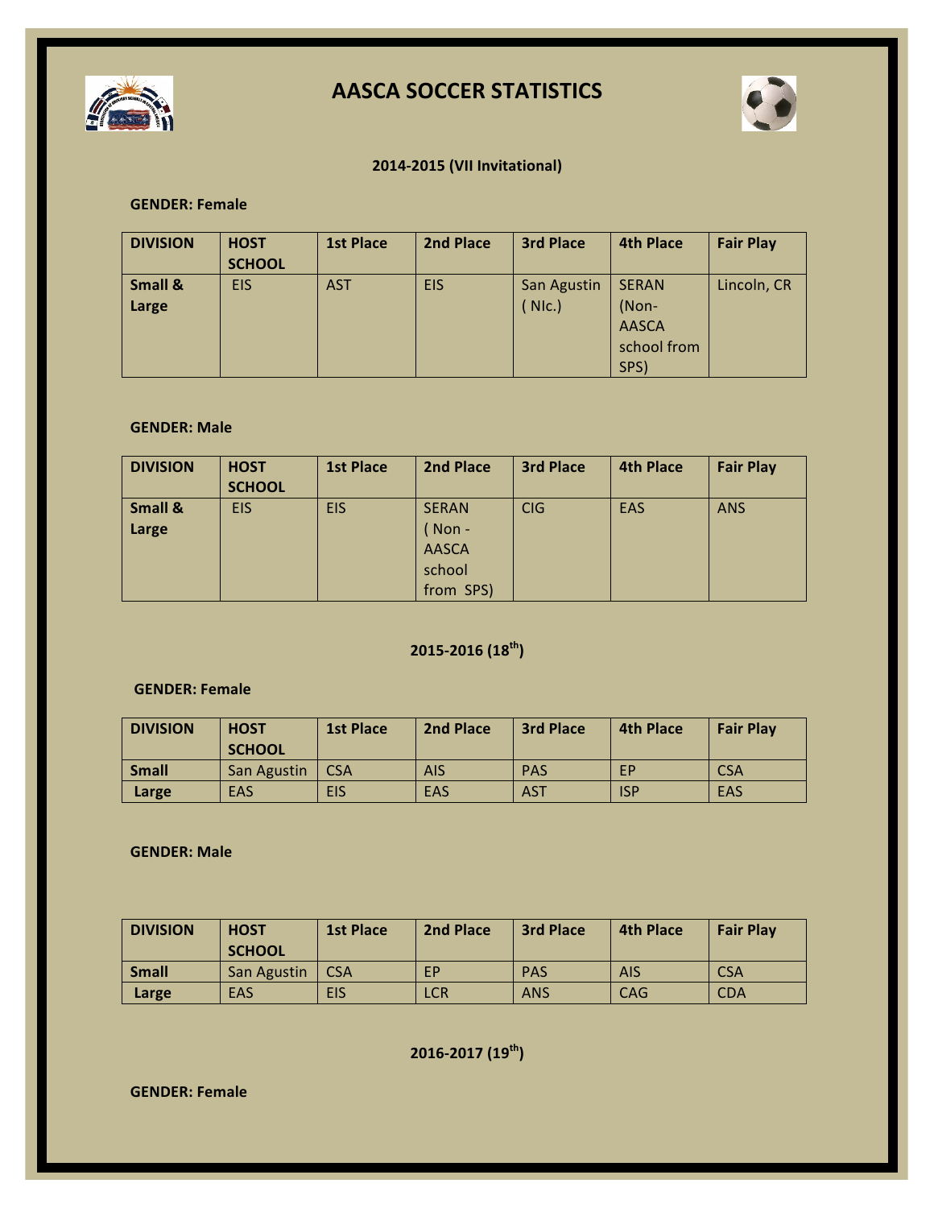# AASCA SOCCER STATISTICS

## 2014-2015 (VII Invitational)

**GENDER: Female**

| DIVISION | HOST SCHOOL | 1st Place | 2nd Place | 3rd Place | 4th Place | Fair Play |
|---|---|---|---|---|---|---|
| Small & Large | EIS | AST | EIS | San Agustin ( NIc.) | SERAN (Non-AASCA school from SPS) | Lincoln, CR |

**GENDER: Male**

| DIVISION | HOST SCHOOL | 1st Place | 2nd Place | 3rd Place | 4th Place | Fair Play |
|---|---|---|---|---|---|---|
| Small & Large | EIS | EIS | SERAN ( Non - AASCA school from SPS) | CIG | EAS | ANS |

## 2015-2016 (18th)

**GENDER: Female**

| DIVISION | HOST SCHOOL | 1st Place | 2nd Place | 3rd Place | 4th Place | Fair Play |
|---|---|---|---|---|---|---|
| Small | San Agustin | CSA | AIS | PAS | EP | CSA |
| Large | EAS | EIS | EAS | AST | ISP | EAS |

**GENDER: Male**

| DIVISION | HOST SCHOOL | 1st Place | 2nd Place | 3rd Place | 4th Place | Fair Play |
|---|---|---|---|---|---|---|
| Small | San Agustin | CSA | EP | PAS | AIS | CSA |
| Large | EAS | EIS | LCR | ANS | CAG | CDA |

## 2016-2017 (19th)

**GENDER: Female**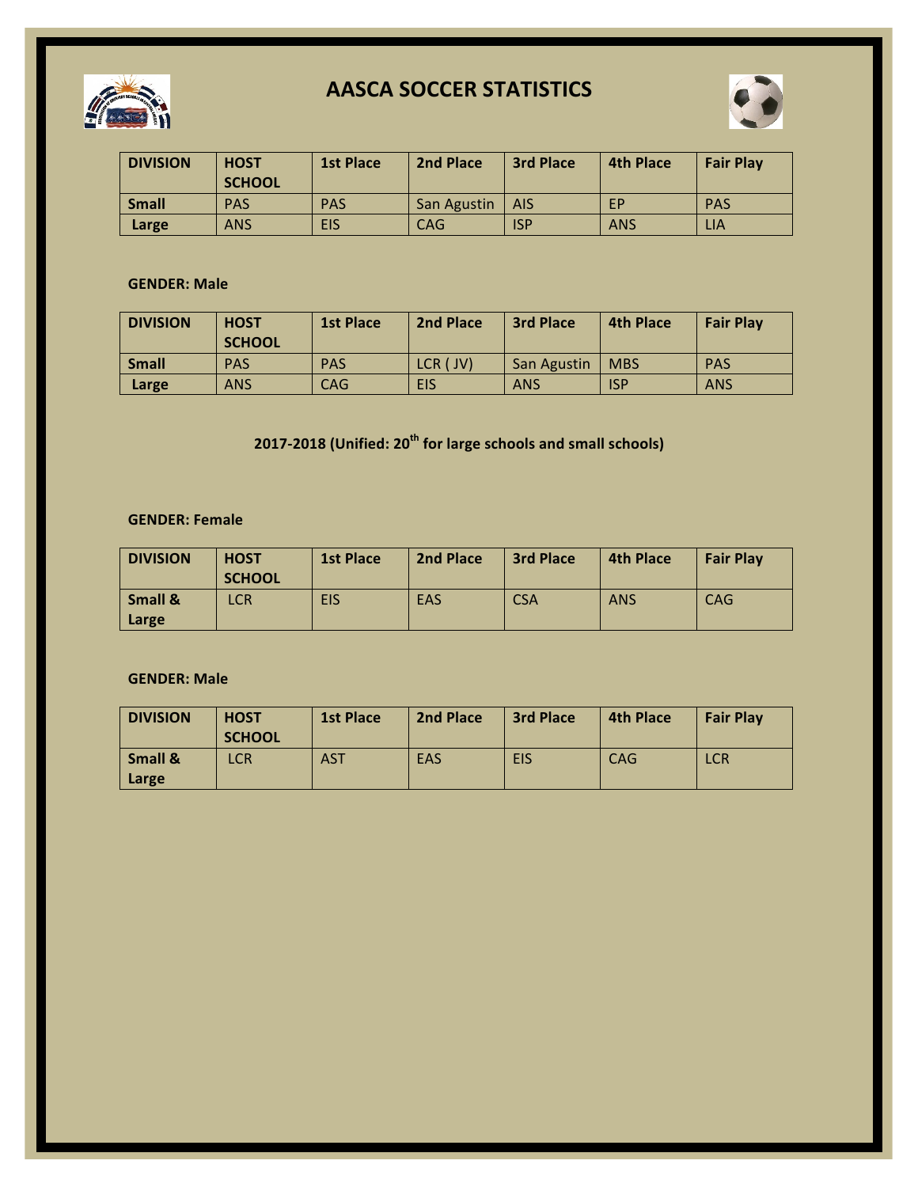# AASCA SOCCER STATISTICS

| DIVISION | HOST SCHOOL | 1st Place | 2nd Place | 3rd Place | 4th Place | Fair Play |
|---|---|---|---|---|---|---|
| **Small** | PAS | PAS | San Agustin | AIS | EP | PAS |
| **Large** | ANS | EIS | CAG | ISP | ANS | LIA |

**GENDER: Male**

| DIVISION | HOST SCHOOL | 1st Place | 2nd Place | 3rd Place | 4th Place | Fair Play |
|---|---|---|---|---|---|---|
| **Small** | PAS | PAS | LCR ( JV) | San Agustin | MBS | PAS |
| **Large** | ANS | CAG | EIS | ANS | ISP | ANS |

## 2017-2018 (Unified: 20th for large schools and small schools)

**GENDER: Female**

| DIVISION | HOST SCHOOL | 1st Place | 2nd Place | 3rd Place | 4th Place | Fair Play |
|---|---|---|---|---|---|---|
| **Small & Large** | LCR | EIS | EAS | CSA | ANS | CAG |

**GENDER: Male**

| DIVISION | HOST SCHOOL | 1st Place | 2nd Place | 3rd Place | 4th Place | Fair Play |
|---|---|---|---|---|---|---|
| **Small & Large** | LCR | AST | EAS | EIS | CAG | LCR |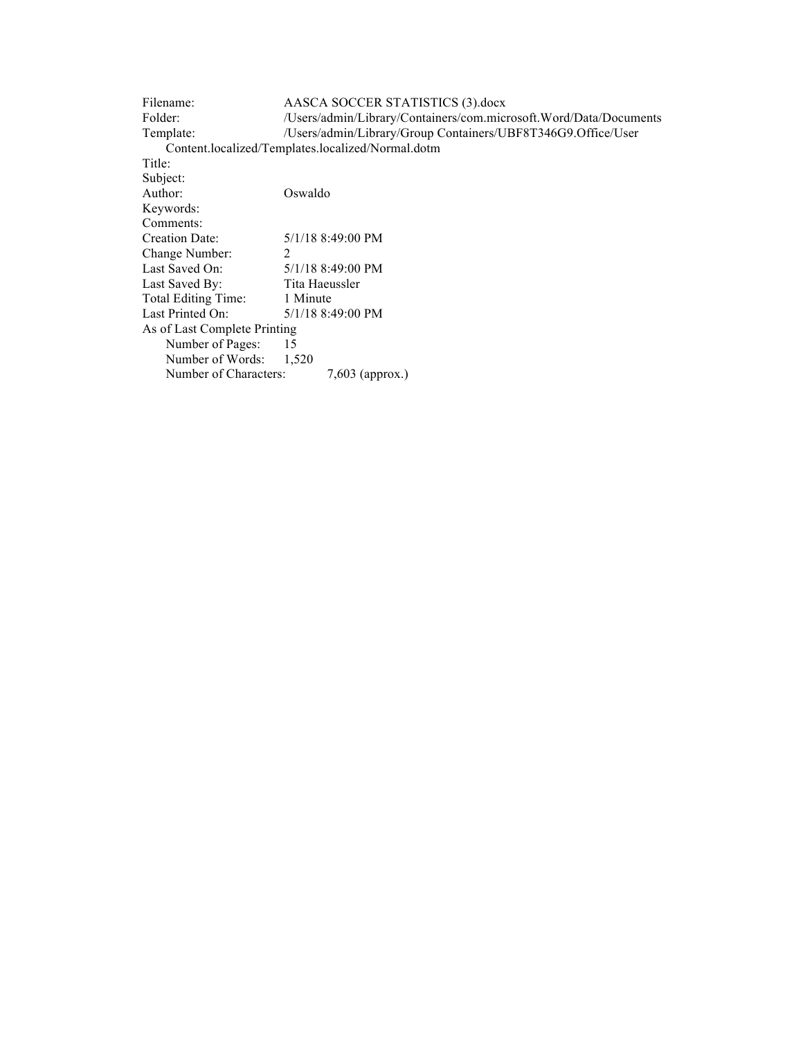Filename: AASCA SOCCER STATISTICS (3).docx
Folder: /Users/admin/Library/Containers/com.microsoft.Word/Data/Documents
Template: /Users/admin/Library/Group Containers/UBF8T346G9.Office/User Content.localized/Templates.localized/Normal.dotm
Title:
Subject:
Author: Oswaldo
Keywords:
Comments:
Creation Date: 5/1/18 8:49:00 PM
Change Number: 2
Last Saved On: 5/1/18 8:49:00 PM
Last Saved By: Tita Haeussler
Total Editing Time: 1 Minute
Last Printed On: 5/1/18 8:49:00 PM
As of Last Complete Printing
Number of Pages: 15
Number of Words: 1,520
Number of Characters: 7,603 (approx.)